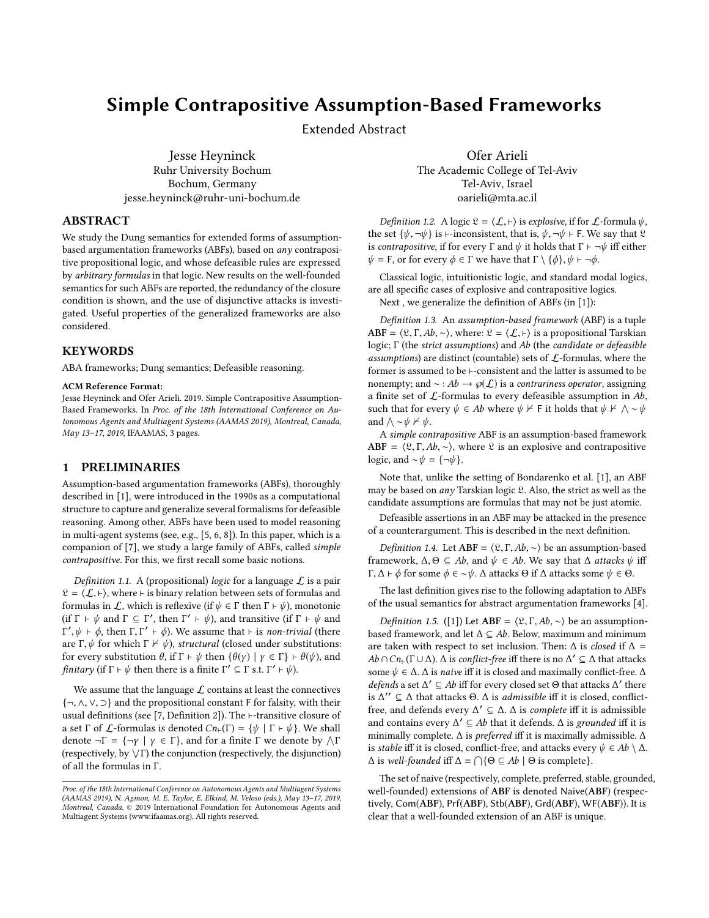# Simple Contrapositive Assumption-Based Frameworks

Extended Abstract

Jesse Heyninck
Ruhr University Bochum
Bochum, Germany
jesse.heyninck@ruhr-uni-bochum.de

Ofer Arieli
The Academic College of Tel-Aviv
Tel-Aviv, Israel
oarieli@mta.ac.il

## ABSTRACT

We study the Dung semantics for extended forms of assumption-based argumentation frameworks (ABFs), based on *any* contrapositive propositional logic, and whose defeasible rules are expressed by *arbitrary formulas* in that logic. New results on the well-founded semantics for such ABFs are reported, the redundancy of the closure condition is shown, and the use of disjunctive attacks is investigated. Useful properties of the generalized frameworks are also considered.

## KEYWORDS

ABA frameworks; Dung semantics; Defeasible reasoning.

**ACM Reference Format:**
Jesse Heyninck and Ofer Arieli. 2019. Simple Contrapositive Assumption-Based Frameworks. In *Proc. of the 18th International Conference on Autonomous Agents and Multiagent Systems (AAMAS 2019), Montreal, Canada, May 13–17, 2019,* IFAAMAS, 3 pages.

## 1 PRELIMINARIES

Assumption-based argumentation frameworks (ABFs), thoroughly described in [1], were introduced in the 1990s as a computational structure to capture and generalize several formalisms for defeasible reasoning. Among other, ABFs have been used to model reasoning in multi-agent systems (see, e.g., [5, 6, 8]). In this paper, which is a companion of [7], we study a large family of ABFs, called *simple contrapositive*. For this, we first recall some basic notions.

*Definition 1.1.* A (propositional) *logic* for a language $\mathcal{L}$ is a pair $\mathfrak{L} = \langle \mathcal{L}, \vdash \rangle$, where $\vdash$ is binary relation between sets of formulas and formulas in $\mathcal{L}$, which is reflexive (if $\psi \in \Gamma$ then $\Gamma \vdash \psi$), monotonic (if $\Gamma \vdash \psi$ and $\Gamma \subseteq \Gamma'$, then $\Gamma' \vdash \psi$), and transitive (if $\Gamma \vdash \psi$ and $\Gamma', \psi \vdash \phi$, then $\Gamma, \Gamma' \vdash \phi$). We assume that $\vdash$ is *non-trivial* (there are $\Gamma, \psi$ for which $\Gamma \nvdash \psi$), *structural* (closed under substitutions: for every substitution $\theta$, if $\Gamma \vdash \psi$ then $\{\theta(\gamma) \mid \gamma \in \Gamma\} \vdash \theta(\psi)$), and *finitary* (if $\Gamma \vdash \psi$ then there is a finite $\Gamma' \subseteq \Gamma$ s.t. $\Gamma' \vdash \psi$).

We assume that the language $\mathcal{L}$ contains at least the connectives $\{\neg, \wedge, \vee, \supset\}$ and the propositional constant $\mathsf{F}$ for falsity, with their usual definitions (see [7, Definition 2]). The $\vdash$-transitive closure of a set $\Gamma$ of $\mathcal{L}$-formulas is denoted $Cn_{\vdash}(\Gamma) = \{\psi \mid \Gamma \vdash \psi\}$. We shall denote $\neg\Gamma = \{\neg\gamma \mid \gamma \in \Gamma\}$, and for a finite $\Gamma$ we denote by $\bigwedge\Gamma$ (respectively, by $\bigvee\Gamma$) the conjunction (respectively, the disjunction) of all the formulas in $\Gamma$.

*Definition 1.2.* A logic $\mathfrak{L}$ is *explosive*, if for $\mathcal{L}$-formula $\psi$, the set $\{\psi, \neg\psi\}$ is $\vdash$-inconsistent, that is, $\psi, \neg\psi \vdash \mathsf{F}$. We say that $\mathfrak{L}$ is *contrapositive*, if for every $\Gamma$ and $\psi$ it holds that $\Gamma \vdash \neg\psi$ iff either $\psi = \mathsf{F}$, or for every $\phi \in \Gamma$ we have that $\Gamma \setminus \{\phi\}, \psi \vdash \neg\phi$.

Classical logic, intuitionistic logic, and standard modal logics, are all specific cases of explosive and contrapositive logics.

Next , we generalize the definition of ABFs (in [1]):

*Definition 1.3.* An *assumption-based framework* (ABF) is a tuple $\mathbf{ABF} = \langle \mathfrak{L}, \Gamma, Ab, \sim \rangle$, where: $\mathfrak{L} = \langle \mathcal{L}, \vdash \rangle$ is a propositional Tarskian logic; $\Gamma$ (the *strict assumptions*) and $Ab$ (the *candidate or defeasible assumptions*) are distinct (countable) sets of $\mathcal{L}$-formulas, where the former is assumed to be $\vdash$-consistent and the latter is assumed to be nonempty; and $\sim : Ab \to \wp(\mathcal{L})$ is a *contrariness operator*, assigning a finite set of $\mathcal{L}$-formulas to every defeasible assumption in $Ab$, such that for every $\psi \in Ab$ where $\psi \nvdash \mathsf{F}$ it holds that $\psi \nvdash \bigwedge \sim\psi$ and $\bigwedge \sim\psi \nvdash \psi$.

A *simple contrapositive* ABF is an assumption-based framework $\mathbf{ABF} = \langle \mathfrak{L}, \Gamma, Ab, \sim \rangle$, where $\mathfrak{L}$ is an explosive and contrapositive logic, and $\sim\psi = \{\neg\psi\}$.

Note that, unlike the setting of Bondarenko et al. [1], an ABF may be based on *any* Tarskian logic $\mathfrak{L}$. Also, the strict as well as the candidate assumptions are formulas that may not be just atomic.

Defeasible assertions in an ABF may be attacked in the presence of a counterargument. This is described in the next definition.

*Definition 1.4.* Let $\mathbf{ABF} = \langle \mathfrak{L}, \Gamma, Ab, \sim \rangle$ be an assumption-based framework, $\Delta, \Theta \subseteq Ab$, and $\psi \in Ab$. We say that $\Delta$ *attacks* $\psi$ iff $\Gamma, \Delta \vdash \phi$ for some $\phi \in \sim\psi$. $\Delta$ attacks $\Theta$ if $\Delta$ attacks some $\psi \in \Theta$.

The last definition gives rise to the following adaptation to ABFs of the usual semantics for abstract argumentation frameworks [4].

*Definition 1.5.* ([1]) Let $\mathbf{ABF} = \langle \mathfrak{L}, \Gamma, Ab, \sim \rangle$ be an assumption-based framework, and let $\Delta \subseteq Ab$. Below, maximum and minimum are taken with respect to set inclusion. Then: $\Delta$ is *closed* if $\Delta = Ab \cap Cn_{\vdash}(\Gamma \cup \Delta)$. $\Delta$ is *conflict-free* iff there is no $\Delta' \subseteq \Delta$ that attacks some $\psi \in \Delta$. $\Delta$ is *naive* iff it is closed and maximally conflict-free. $\Delta$ *defends* a set $\Delta' \subseteq Ab$ iff for every closed set $\Theta$ that attacks $\Delta'$ there is $\Delta'' \subseteq \Delta$ that attacks $\Theta$. $\Delta$ is *admissible* iff it is closed, conflict-free, and defends every $\Delta' \subseteq \Delta$. $\Delta$ is *complete* iff it is admissible and contains every $\Delta' \subseteq Ab$ that it defends. $\Delta$ is *grounded* iff it is minimally complete. $\Delta$ is *preferred* iff it is maximally admissible. $\Delta$ is *stable* iff it is closed, conflict-free, and attacks every $\psi \in Ab \setminus \Delta$. $\Delta$ is *well-founded* iff $\Delta = \bigcap\{\Theta \subseteq Ab \mid \Theta \text{ is complete}\}$.

The set of naive (respectively, complete, preferred, stable, grounded, well-founded) extensions of $\mathbf{ABF}$ is denoted Naive($\mathbf{ABF}$) (respectively, Com($\mathbf{ABF}$), Prf($\mathbf{ABF}$), Stb($\mathbf{ABF}$), Grd($\mathbf{ABF}$), WF($\mathbf{ABF}$)). It is clear that a well-founded extension of an ABF is unique.

---

*Proc. of the 18th International Conference on Autonomous Agents and Multiagent Systems (AAMAS 2019), N. Agmon, M. E. Taylor, E. Elkind, M. Veloso (eds.), May 13–17, 2019, Montreal, Canada.* © 2019 International Foundation for Autonomous Agents and Multiagent Systems (www.ifaamas.org). All rights reserved.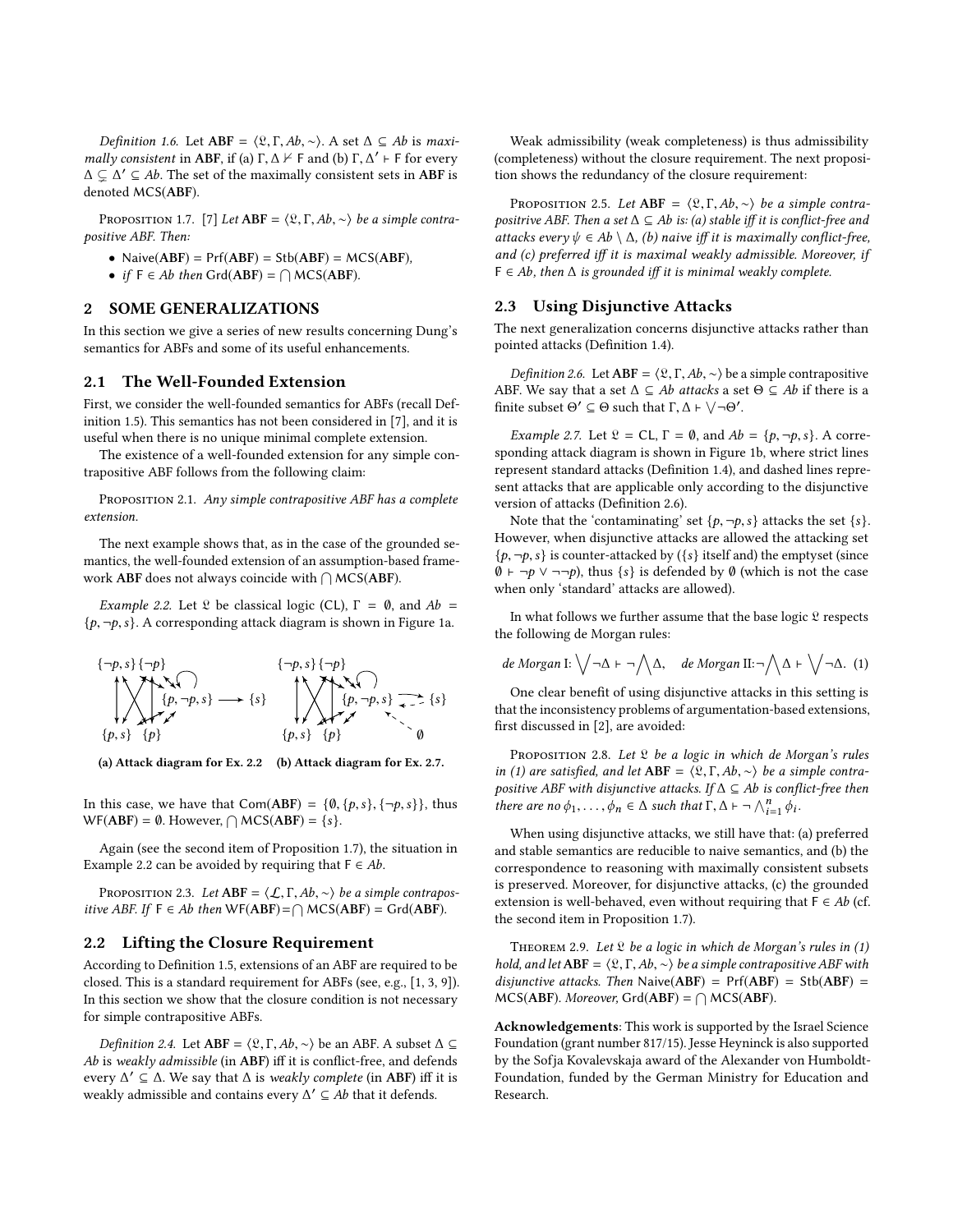*Definition 1.6.* Let $\mathbf{ABF} = \langle \mathfrak{L}, \Gamma, Ab, \sim \rangle$. A set $\Delta \subseteq Ab$ is *maximally consistent* in **ABF**, if (a) $\Gamma, \Delta \nvdash \mathsf{F}$ and (b) $\Gamma, \Delta' \vdash \mathsf{F}$ for every $\Delta \subsetneq \Delta' \subseteq Ab$. The set of the maximally consistent sets in **ABF** is denoted $\mathsf{MCS}(\mathbf{ABF})$.

Proposition 1.7. [7] *Let $\mathbf{ABF} = \langle \mathfrak{L}, \Gamma, Ab, \sim \rangle$ be a simple contrapositive ABF. Then:*

- $\mathsf{Naive}(\mathbf{ABF}) = \mathsf{Prf}(\mathbf{ABF}) = \mathsf{Stb}(\mathbf{ABF}) = \mathsf{MCS}(\mathbf{ABF})$,
- *if* $\mathsf{F} \in Ab$ *then* $\mathsf{Grd}(\mathbf{ABF}) = \bigcap \mathsf{MCS}(\mathbf{ABF})$.

## 2 SOME GENERALIZATIONS

In this section we give a series of new results concerning Dung's semantics for ABFs and some of its useful enhancements.

### 2.1 The Well-Founded Extension

First, we consider the well-founded semantics for ABFs (recall Definition 1.5). This semantics has not been considered in [7], and it is useful when there is no unique minimal complete extension.

The existence of a well-founded extension for any simple contrapositive ABF follows from the following claim:

Proposition 2.1. *Any simple contrapositive ABF has a complete extension.*

The next example shows that, as in the case of the grounded semantics, the well-founded extension of an assumption-based framework **ABF** does not always coincide with $\bigcap \mathsf{MCS}(\mathbf{ABF})$.

*Example 2.2.* Let $\mathfrak{L}$ be classical logic (CL), $\Gamma = \emptyset$, and $Ab = \{p, \neg p, s\}$. A corresponding attack diagram is shown in Figure 1a.

(a) Attack diagram for Ex. 2.2 (b) Attack diagram for Ex. 2.7.

In this case, we have that $\mathsf{Com}(\mathbf{ABF}) = \{\emptyset, \{p, s\}, \{\neg p, s\}\}$, thus $\mathsf{WF}(\mathbf{ABF}) = \emptyset$. However, $\bigcap \mathsf{MCS}(\mathbf{ABF}) = \{s\}$.

Again (see the second item of Proposition 1.7), the situation in Example 2.2 can be avoided by requiring that $\mathsf{F} \in Ab$.

Proposition 2.3. *Let $\mathbf{ABF} = \langle \mathcal{L}, \Gamma, Ab, \sim \rangle$ be a simple contrapositive ABF. If $\mathsf{F} \in Ab$ then $\mathsf{WF}(\mathbf{ABF}) = \bigcap \mathsf{MCS}(\mathbf{ABF}) = \mathsf{Grd}(\mathbf{ABF})$.*

### 2.2 Lifting the Closure Requirement

According to Definition 1.5, extensions of an ABF are required to be closed. This is a standard requirement for ABFs (see, e.g., [1, 3, 9]). In this section we show that the closure condition is not necessary for simple contrapositive ABFs.

*Definition 2.4.* Let $\mathbf{ABF} = \langle \mathfrak{L}, \Gamma, Ab, \sim \rangle$ be an ABF. A subset $\Delta \subseteq Ab$ is *weakly admissible* (in **ABF**) iff it is conflict-free, and defends every $\Delta' \subseteq \Delta$. We say that $\Delta$ is *weakly complete* (in **ABF**) iff it is weakly admissible and contains every $\Delta' \subseteq Ab$ that it defends.

Weak admissibility (weak completeness) is thus admissibility (completeness) without the closure requirement. The next proposition shows the redundancy of the closure requirement:

Proposition 2.5. *Let $\mathbf{ABF} = \langle \mathfrak{L}, \Gamma, Ab, \sim \rangle$ be a simple contrapositrive ABF. Then a set $\Delta \subseteq Ab$ is: (a) stable iff it is conflict-free and attacks every $\psi \in Ab \setminus \Delta$, (b) naive iff it is maximally conflict-free, and (c) preferred iff it is maximal weakly admissible. Moreover, if $\mathsf{F} \in Ab$, then $\Delta$ is grounded iff it is minimal weakly complete.*

### 2.3 Using Disjunctive Attacks

The next generalization concerns disjunctive attacks rather than pointed attacks (Definition 1.4).

*Definition 2.6.* Let $\mathbf{ABF} = \langle \mathfrak{L}, \Gamma, Ab, \sim \rangle$ be a simple contrapositive ABF. We say that a set $\Delta \subseteq Ab$ *attacks* a set $\Theta \subseteq Ab$ if there is a finite subset $\Theta' \subseteq \Theta$ such that $\Gamma, \Delta \vdash \bigvee \neg \Theta'$.

*Example 2.7.* Let $\mathfrak{L} = \mathsf{CL}$, $\Gamma = \emptyset$, and $Ab = \{p, \neg p, s\}$. A corresponding attack diagram is shown in Figure 1b, where strict lines represent standard attacks (Definition 1.4), and dashed lines represent attacks that are applicable only according to the disjunctive version of attacks (Definition 2.6).

Note that the 'contaminating' set $\{p, \neg p, s\}$ attacks the set $\{s\}$. However, when disjunctive attacks are allowed the attacking set $\{p, \neg p, s\}$ is counter-attacked by ($\{s\}$ itself and) the emptyset (since $\emptyset \vdash \neg p \vee \neg\neg p$), thus $\{s\}$ is defended by $\emptyset$ (which is not the case when only 'standard' attacks are allowed).

In what follows we further assume that the base logic $\mathfrak{L}$ respects the following de Morgan rules:

$$\textit{de Morgan I:} \bigvee \neg \Delta \vdash \neg \bigwedge \Delta, \quad \textit{de Morgan II:} \neg \bigwedge \Delta \vdash \bigvee \neg \Delta. \tag{1}$$

One clear benefit of using disjunctive attacks in this setting is that the inconsistency problems of argumentation-based extensions, first discussed in [2], are avoided:

Proposition 2.8. *Let $\mathfrak{L}$ be a logic in which de Morgan's rules in (1) are satisfied, and let $\mathbf{ABF} = \langle \mathfrak{L}, \Gamma, Ab, \sim \rangle$ be a simple contrapositive ABF with disjunctive attacks. If $\Delta \subseteq Ab$ is conflict-free then there are no $\phi_1, \ldots, \phi_n \in \Delta$ such that $\Gamma, \Delta \vdash \neg \bigwedge_{i=1}^{n} \phi_i$.*

When using disjunctive attacks, we still have that: (a) preferred and stable semantics are reducible to naive semantics, and (b) the correspondence to reasoning with maximally consistent subsets is preserved. Moreover, for disjunctive attacks, (c) the grounded extension is well-behaved, even without requiring that $\mathsf{F} \in Ab$ (cf. the second item in Proposition 1.7).

Theorem 2.9. *Let $\mathfrak{L}$ be a logic in which de Morgan's rules in (1) hold, and let $\mathbf{ABF} = \langle \mathfrak{L}, \Gamma, Ab, \sim \rangle$ be a simple contrapositive ABF with disjunctive attacks. Then $\mathsf{Naive}(\mathbf{ABF}) = \mathsf{Prf}(\mathbf{ABF}) = \mathsf{Stb}(\mathbf{ABF}) = \mathsf{MCS}(\mathbf{ABF})$. Moreover, $\mathsf{Grd}(\mathbf{ABF}) = \bigcap \mathsf{MCS}(\mathbf{ABF})$.*

**Acknowledgements**: This work is supported by the Israel Science Foundation (grant number 817/15). Jesse Heyninck is also supported by the Sofja Kovalevskaja award of the Alexander von Humboldt-Foundation, funded by the German Ministry for Education and Research.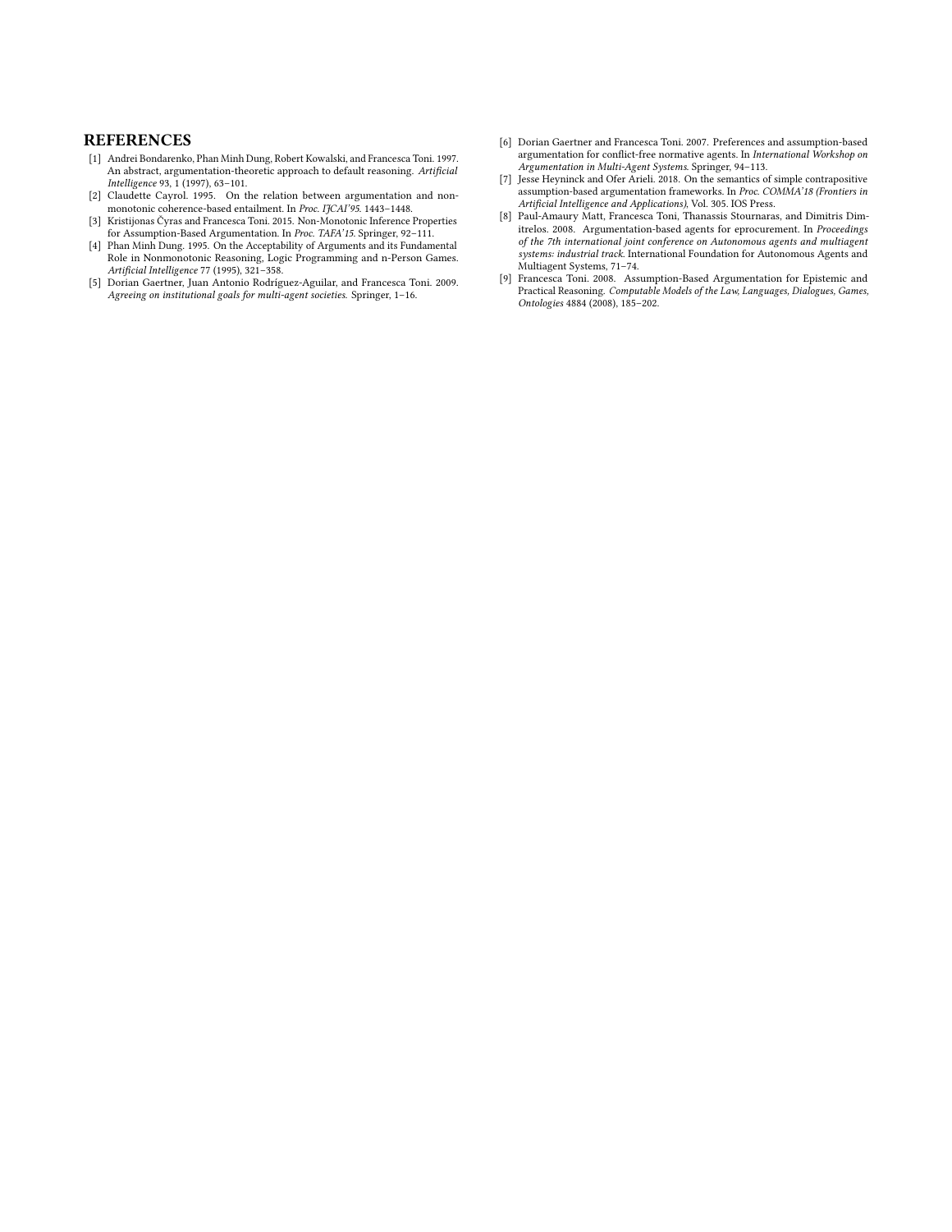# REFERENCES

[1] Andrei Bondarenko, Phan Minh Dung, Robert Kowalski, and Francesca Toni. 1997. An abstract, argumentation-theoretic approach to default reasoning. *Artificial Intelligence* 93, 1 (1997), 63–101.

[2] Claudette Cayrol. 1995. On the relation between argumentation and non-monotonic coherence-based entailment. In *Proc. IJCAI'95*. 1443–1448.

[3] Kristijonas Čyras and Francesca Toni. 2015. Non-Monotonic Inference Properties for Assumption-Based Argumentation. In *Proc. TAFA'15*. Springer, 92–111.

[4] Phan Minh Dung. 1995. On the Acceptability of Arguments and its Fundamental Role in Nonmonotonic Reasoning, Logic Programming and n-Person Games. *Artificial Intelligence* 77 (1995), 321–358.

[5] Dorian Gaertner, Juan Antonio Rodríguez-Aguilar, and Francesca Toni. 2009. *Agreeing on institutional goals for multi-agent societies.* Springer, 1–16.

[6] Dorian Gaertner and Francesca Toni. 2007. Preferences and assumption-based argumentation for conflict-free normative agents. In *International Workshop on Argumentation in Multi-Agent Systems*. Springer, 94–113.

[7] Jesse Heyninck and Ofer Arieli. 2018. On the semantics of simple contrapositive assumption-based argumentation frameworks. In *Proc. COMMA'18 (Frontiers in Artificial Intelligence and Applications)*, Vol. 305. IOS Press.

[8] Paul-Amaury Matt, Francesca Toni, Thanassis Stournaras, and Dimitris Dimitrelos. 2008. Argumentation-based agents for eprocurement. In *Proceedings of the 7th international joint conference on Autonomous agents and multiagent systems: industrial track*. International Foundation for Autonomous Agents and Multiagent Systems, 71–74.

[9] Francesca Toni. 2008. Assumption-Based Argumentation for Epistemic and Practical Reasoning. *Computable Models of the Law, Languages, Dialogues, Games, Ontologies* 4884 (2008), 185–202.